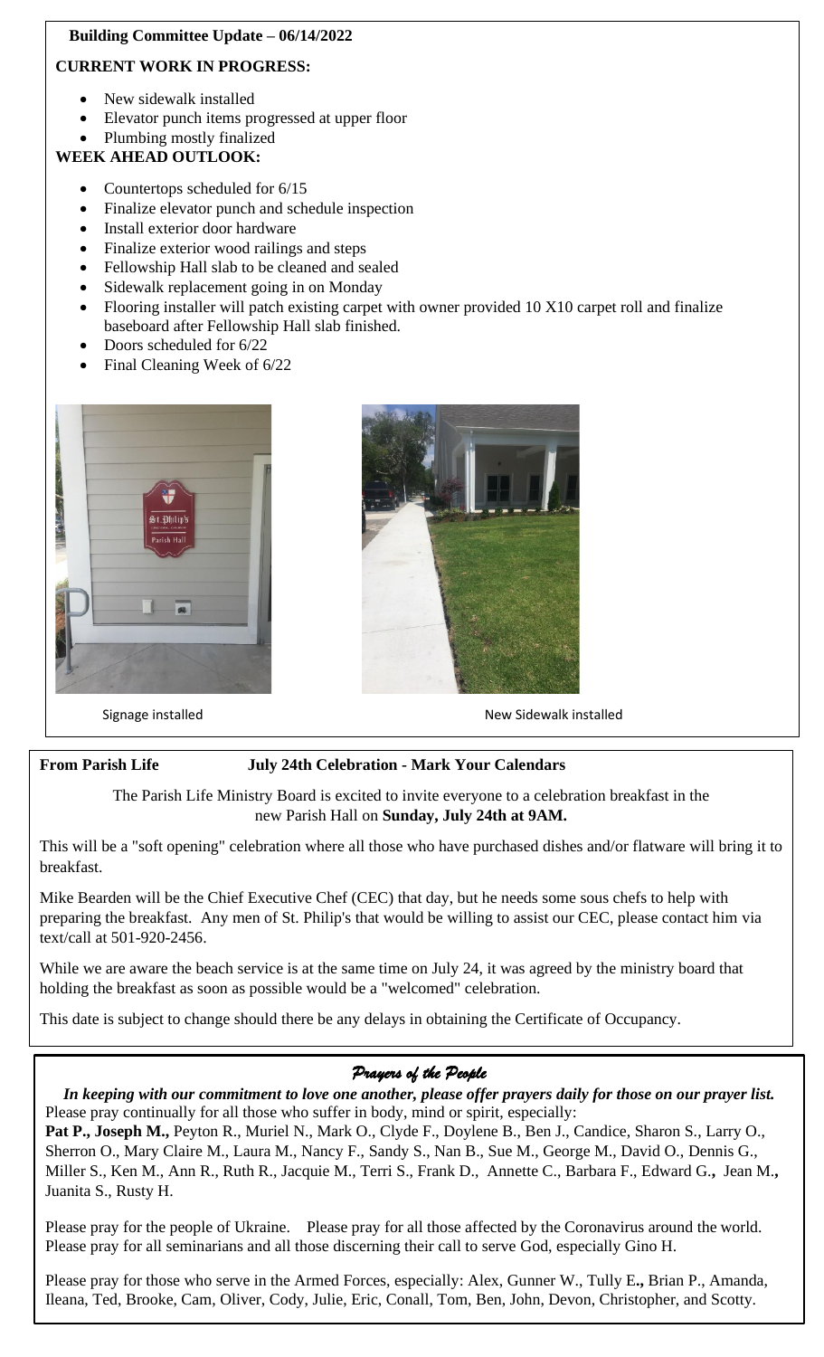**Building Committee Update – 06/14/2022**

**CURRENT WORK IN PROGRESS:**

- New sidewalk installed
- Elevator punch items progressed at upper floor
- Plumbing mostly finalized

**WEEK AHEAD OUTLOOK:**

- Countertops scheduled for 6/15
- Finalize elevator punch and schedule inspection
- Install exterior door hardware
- Finalize exterior wood railings and steps
- Fellowship Hall slab to be cleaned and sealed
- Sidewalk replacement going in on Monday
- Flooring installer will patch existing carpet with owner provided 10 X10 carpet roll and finalize baseboard after Fellowship Hall slab finished.
- Doors scheduled for 6/22
- Final Cleaning Week of 6/22

Signage installed

New Sidewalk installed

**From Parish Life** **July 24th Celebration - Mark Your Calendars**

The Parish Life Ministry Board is excited to invite everyone to a celebration breakfast in the new Parish Hall on **Sunday, July 24th at 9AM.**

This will be a "soft opening" celebration where all those who have purchased dishes and/or flatware will bring it to breakfast.

Mike Bearden will be the Chief Executive Chef (CEC) that day, but he needs some sous chefs to help with preparing the breakfast. Any men of St. Philip's that would be willing to assist our CEC, please contact him via text/call at 501-920-2456.

While we are aware the beach service is at the same time on July 24, it was agreed by the ministry board that holding the breakfast as soon as possible would be a "welcomed" celebration.

This date is subject to change should there be any delays in obtaining the Certificate of Occupancy.

## *Prayers of the People*

***In keeping with our commitment to love one another, please offer prayers daily for those on our prayer list.***

Please pray continually for all those who suffer in body, mind or spirit, especially:

**Pat P., Joseph M.,** Peyton R., Muriel N., Mark O., Clyde F., Doylene B., Ben J., Candice, Sharon S., Larry O., Sherron O., Mary Claire M., Laura M., Nancy F., Sandy S., Nan B., Sue M., George M., David O., Dennis G., Miller S., Ken M., Ann R., Ruth R., Jacquie M., Terri S., Frank D., Annette C., Barbara F., Edward G**.,** Jean M**.,** Juanita S., Rusty H.

Please pray for the people of Ukraine. Please pray for all those affected by the Coronavirus around the world. Please pray for all seminarians and all those discerning their call to serve God, especially Gino H.

Please pray for those who serve in the Armed Forces, especially: Alex, Gunner W., Tully E**.,** Brian P., Amanda, Ileana, Ted, Brooke, Cam, Oliver, Cody, Julie, Eric, Conall, Tom, Ben, John, Devon, Christopher, and Scotty.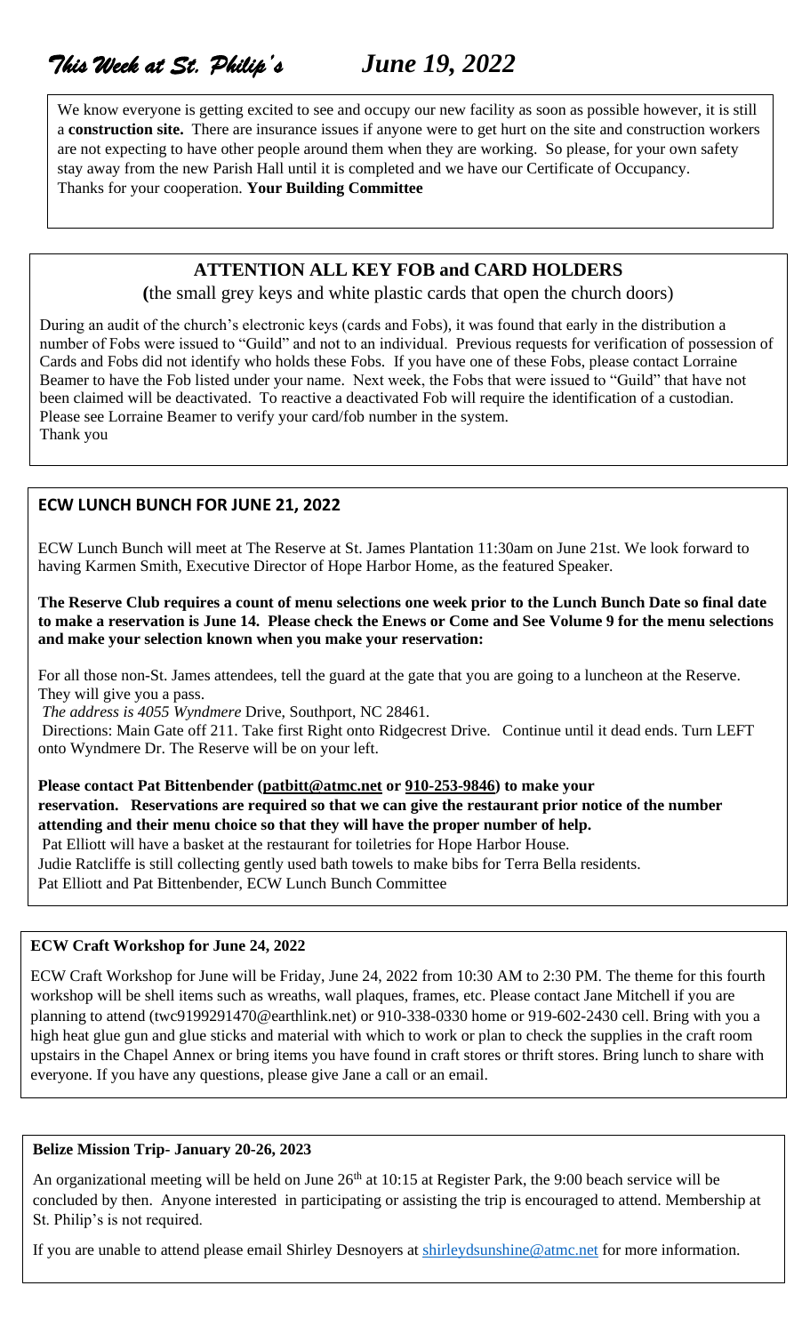# *This Week at St. Philip's June 19, 2022*

We know everyone is getting excited to see and occupy our new facility as soon as possible however, it is still a **construction site.** There are insurance issues if anyone were to get hurt on the site and construction workers are not expecting to have other people around them when they are working. So please, for your own safety stay away from the new Parish Hall until it is completed and we have our Certificate of Occupancy. Thanks for your cooperation. **Your Building Committee**

## ATTENTION ALL KEY FOB and CARD HOLDERS

**(**the small grey keys and white plastic cards that open the church doors)

During an audit of the church's electronic keys (cards and Fobs), it was found that early in the distribution a number of Fobs were issued to "Guild" and not to an individual. Previous requests for verification of possession of Cards and Fobs did not identify who holds these Fobs. If you have one of these Fobs, please contact Lorraine Beamer to have the Fob listed under your name. Next week, the Fobs that were issued to "Guild" that have not been claimed will be deactivated. To reactive a deactivated Fob will require the identification of a custodian. Please see Lorraine Beamer to verify your card/fob number in the system.
Thank you

## ECW LUNCH BUNCH FOR JUNE 21, 2022

ECW Lunch Bunch will meet at The Reserve at St. James Plantation 11:30am on June 21st. We look forward to having Karmen Smith, Executive Director of Hope Harbor Home, as the featured Speaker.

**The Reserve Club requires a count of menu selections one week prior to the Lunch Bunch Date so final date to make a reservation is June 14. Please check the Enews or Come and See Volume 9 for the menu selections and make your selection known when you make your reservation:**

For all those non-St. James attendees, tell the guard at the gate that you are going to a luncheon at the Reserve. They will give you a pass.

*The address is 4055 Wyndmere* Drive, Southport, NC 28461.

Directions: Main Gate off 211. Take first Right onto Ridgecrest Drive. Continue until it dead ends. Turn LEFT onto Wyndmere Dr. The Reserve will be on your left.

**Please contact Pat Bittenbender (patbitt@atmc.net or 910-253-9846) to make your reservation. Reservations are required so that we can give the restaurant prior notice of the number attending and their menu choice so that they will have the proper number of help.**

Pat Elliott will have a basket at the restaurant for toiletries for Hope Harbor House.
Judie Ratcliffe is still collecting gently used bath towels to make bibs for Terra Bella residents.
Pat Elliott and Pat Bittenbender, ECW Lunch Bunch Committee

## ECW Craft Workshop for June 24, 2022

ECW Craft Workshop for June will be Friday, June 24, 2022 from 10:30 AM to 2:30 PM. The theme for this fourth workshop will be shell items such as wreaths, wall plaques, frames, etc. Please contact Jane Mitchell if you are planning to attend (twc9199291470@earthlink.net) or 910-338-0330 home or 919-602-2430 cell. Bring with you a high heat glue gun and glue sticks and material with which to work or plan to check the supplies in the craft room upstairs in the Chapel Annex or bring items you have found in craft stores or thrift stores. Bring lunch to share with everyone. If you have any questions, please give Jane a call or an email.

## Belize Mission Trip- January 20-26, 2023

An organizational meeting will be held on June 26th at 10:15 at Register Park, the 9:00 beach service will be concluded by then. Anyone interested in participating or assisting the trip is encouraged to attend. Membership at St. Philip's is not required.

If you are unable to attend please email Shirley Desnoyers at shirleydsunshine@atmc.net for more information.